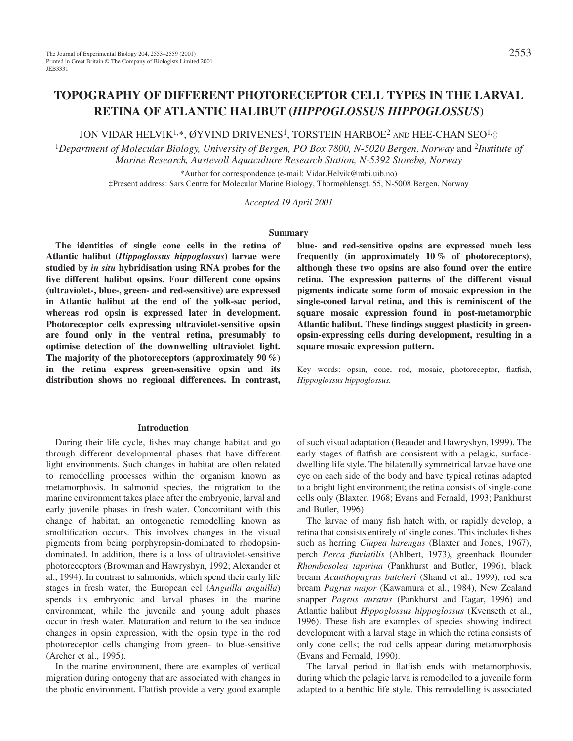# TOPOGRAPHY OF DIFFERENT PHOTORECEPTOR CELL TYPES IN THE LARVAL RETINA OF ATLANTIC HALIBUT (*HIPPOGLOSSUS HIPPOGLOSSUS*)

JON VIDAR HELVIK[1,*], ØYVIND DRIVENES[1], TORSTEIN HARBOE[2] AND HEE-CHAN SEO[1,‡]

[1]*Department of Molecular Biology, University of Bergen, PO Box 7800, N-5020 Bergen, Norway* and [2]*Institute of Marine Research, Austevoll Aquaculture Research Station, N-5392 Storebø, Norway*

*Author for correspondence (e-mail: Vidar.Helvik@mbi.uib.no)

‡Present address: Sars Centre for Molecular Marine Biology, Thormøhlensgt. 55, N-5008 Bergen, Norway

*Accepted 19 April 2001*

## Summary

**The identities of single cone cells in the retina of Atlantic halibut (*Hippoglossus hippoglossus*) larvae were studied by *in situ* hybridisation using RNA probes for the five different halibut opsins. Four different cone opsins (ultraviolet-, blue-, green- and red-sensitive) are expressed in Atlantic halibut at the end of the yolk-sac period, whereas rod opsin is expressed later in development. Photoreceptor cells expressing ultraviolet-sensitive opsin are found only in the ventral retina, presumably to optimise detection of the downwelling ultraviolet light. The majority of the photoreceptors (approximately 90 %) in the retina express green-sensitive opsin and its distribution shows no regional differences. In contrast, blue- and red-sensitive opsins are expressed much less frequently (in approximately 10 % of photoreceptors), although these two opsins are also found over the entire retina. The expression patterns of the different visual pigments indicate some form of mosaic expression in the single-coned larval retina, and this is reminiscent of the square mosaic expression found in post-metamorphic Atlantic halibut. These findings suggest plasticity in green-opsin-expressing cells during development, resulting in a square mosaic expression pattern.**

Key words: opsin, cone, rod, mosaic, photoreceptor, flatfish, *Hippoglossus hippoglossus.*

## Introduction

During their life cycle, fishes may change habitat and go through different developmental phases that have different light environments. Such changes in habitat are often related to remodelling processes within the organism known as metamorphosis. In salmonid species, the migration to the marine environment takes place after the embryonic, larval and early juvenile phases in fresh water. Concomitant with this change of habitat, an ontogenetic remodelling known as smoltification occurs. This involves changes in the visual pigments from being porphyropsin-dominated to rhodopsin-dominated. In addition, there is a loss of ultraviolet-sensitive photoreceptors (Browman and Hawryshyn, 1992; Alexander et al., 1994). In contrast to salmonids, which spend their early life stages in fresh water, the European eel (*Anguilla anguilla*) spends its embryonic and larval phases in the marine environment, while the juvenile and young adult phases occur in fresh water. Maturation and return to the sea induce changes in opsin expression, with the opsin type in the rod photoreceptor cells changing from green- to blue-sensitive (Archer et al., 1995).

In the marine environment, there are examples of vertical migration during ontogeny that are associated with changes in the photic environment. Flatfish provide a very good example of such visual adaptation (Beaudet and Hawryshyn, 1999). The early stages of flatfish are consistent with a pelagic, surface-dwelling life style. The bilaterally symmetrical larvae have one eye on each side of the body and have typical retinas adapted to a bright light environment; the retina consists of single-cone cells only (Blaxter, 1968; Evans and Fernald, 1993; Pankhurst and Butler, 1996)

The larvae of many fish hatch with, or rapidly develop, a retina that consists entirely of single cones. This includes fishes such as herring *Clupea harengus* (Blaxter and Jones, 1967), perch *Perca fluviatilis* (Ahlbert, 1973), greenback flounder *Rhombosolea tapirina* (Pankhurst and Butler, 1996), black bream *Acanthopagrus butcheri* (Shand et al., 1999), red sea bream *Pagrus major* (Kawamura et al., 1984), New Zealand snapper *Pagrus auratus* (Pankhurst and Eagar, 1996) and Atlantic halibut *Hippoglossus hippoglossus* (Kvenseth et al., 1996). These fish are examples of species showing indirect development with a larval stage in which the retina consists of only cone cells; the rod cells appear during metamorphosis (Evans and Fernald, 1990).

The larval period in flatfish ends with metamorphosis, during which the pelagic larva is remodelled to a juvenile form adapted to a benthic life style. This remodelling is associated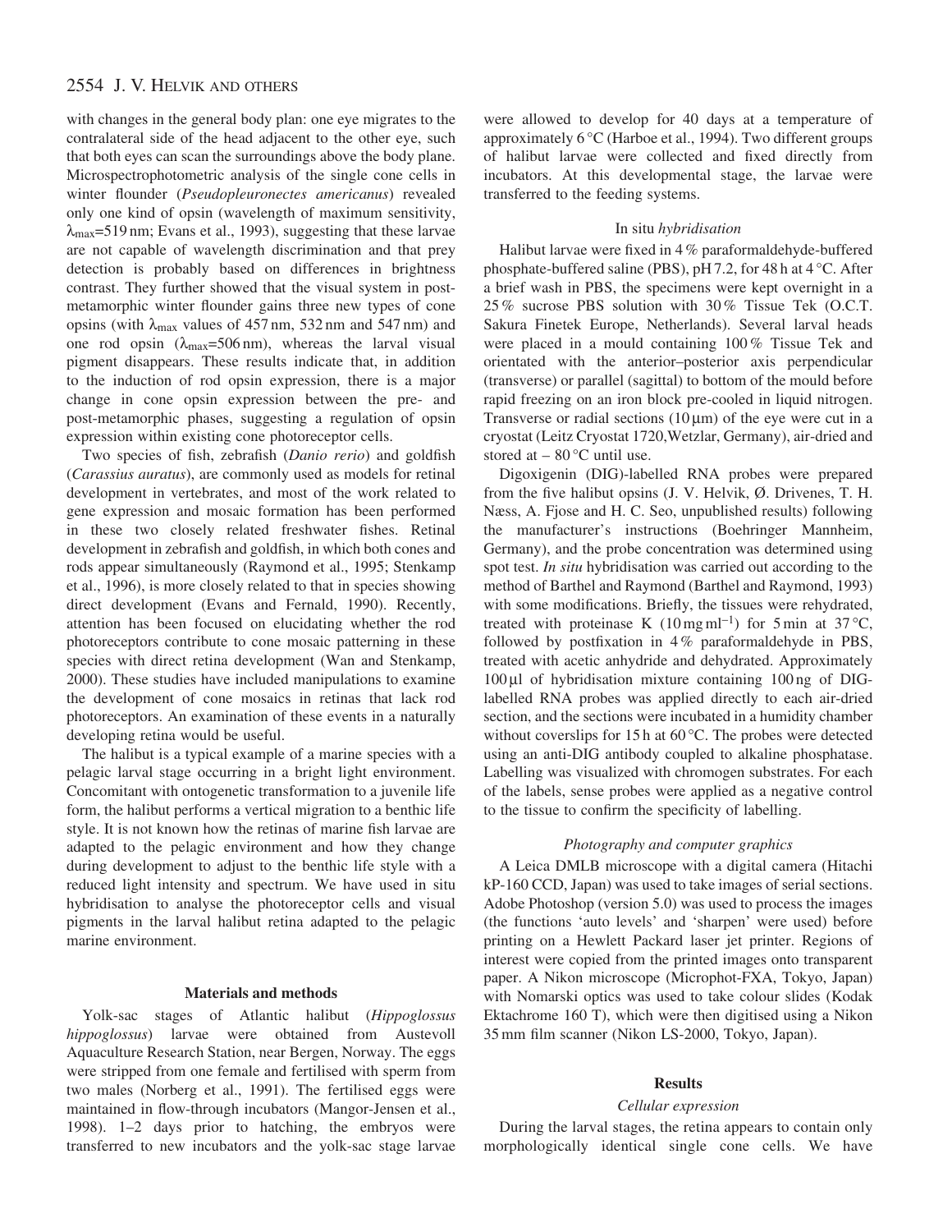with changes in the general body plan: one eye migrates to the contralateral side of the head adjacent to the other eye, such that both eyes can scan the surroundings above the body plane. Microspectrophotometric analysis of the single cone cells in winter flounder (*Pseudopleuronectes americanus*) revealed only one kind of opsin (wavelength of maximum sensitivity, $\lambda_{max}$=519 nm; Evans et al., 1993), suggesting that these larvae are not capable of wavelength discrimination and that prey detection is probably based on differences in brightness contrast. They further showed that the visual system in post-metamorphic winter flounder gains three new types of cone opsins (with $\lambda_{max}$ values of 457 nm, 532 nm and 547 nm) and one rod opsin ($\lambda_{max}$=506 nm), whereas the larval visual pigment disappears. These results indicate that, in addition to the induction of rod opsin expression, there is a major change in cone opsin expression between the pre- and post-metamorphic phases, suggesting a regulation of opsin expression within existing cone photoreceptor cells.

Two species of fish, zebrafish (*Danio rerio*) and goldfish (*Carassius auratus*), are commonly used as models for retinal development in vertebrates, and most of the work related to gene expression and mosaic formation has been performed in these two closely related freshwater fishes. Retinal development in zebrafish and goldfish, in which both cones and rods appear simultaneously (Raymond et al., 1995; Stenkamp et al., 1996), is more closely related to that in species showing direct development (Evans and Fernald, 1990). Recently, attention has been focused on elucidating whether the rod photoreceptors contribute to cone mosaic patterning in these species with direct retina development (Wan and Stenkamp, 2000). These studies have included manipulations to examine the development of cone mosaics in retinas that lack rod photoreceptors. An examination of these events in a naturally developing retina would be useful.

The halibut is a typical example of a marine species with a pelagic larval stage occurring in a bright light environment. Concomitant with ontogenetic transformation to a juvenile life form, the halibut performs a vertical migration to a benthic life style. It is not known how the retinas of marine fish larvae are adapted to the pelagic environment and how they change during development to adjust to the benthic life style with a reduced light intensity and spectrum. We have used in situ hybridisation to analyse the photoreceptor cells and visual pigments in the larval halibut retina adapted to the pelagic marine environment.

## Materials and methods

Yolk-sac stages of Atlantic halibut (*Hippoglossus hippoglossus*) larvae were obtained from Austevoll Aquaculture Research Station, near Bergen, Norway. The eggs were stripped from one female and fertilised with sperm from two males (Norberg et al., 1991). The fertilised eggs were maintained in flow-through incubators (Mangor-Jensen et al., 1998). 1–2 days prior to hatching, the embryos were transferred to new incubators and the yolk-sac stage larvae were allowed to develop for 40 days at a temperature of approximately 6 °C (Harboe et al., 1994). Two different groups of halibut larvae were collected and fixed directly from incubators. At this developmental stage, the larvae were transferred to the feeding systems.

### In situ *hybridisation*

Halibut larvae were fixed in 4 % paraformaldehyde-buffered phosphate-buffered saline (PBS), pH 7.2, for 48 h at 4 °C. After a brief wash in PBS, the specimens were kept overnight in a 25 % sucrose PBS solution with 30 % Tissue Tek (O.C.T. Sakura Finetek Europe, Netherlands). Several larval heads were placed in a mould containing 100 % Tissue Tek and orientated with the anterior–posterior axis perpendicular (transverse) or parallel (sagittal) to bottom of the mould before rapid freezing on an iron block pre-cooled in liquid nitrogen. Transverse or radial sections (10 μm) of the eye were cut in a cryostat (Leitz Cryostat 1720,Wetzlar, Germany), air-dried and stored at – 80 °C until use.

Digoxigenin (DIG)-labelled RNA probes were prepared from the five halibut opsins (J. V. Helvik, Ø. Drivenes, T. H. Næss, A. Fjose and H. C. Seo, unpublished results) following the manufacturer's instructions (Boehringer Mannheim, Germany), and the probe concentration was determined using spot test. *In situ* hybridisation was carried out according to the method of Barthel and Raymond (Barthel and Raymond, 1993) with some modifications. Briefly, the tissues were rehydrated, treated with proteinase K (10 mg ml$^{-1}$) for 5 min at 37 °C, followed by postfixation in 4 % paraformaldehyde in PBS, treated with acetic anhydride and dehydrated. Approximately 100 μl of hybridisation mixture containing 100 ng of DIG-labelled RNA probes was applied directly to each air-dried section, and the sections were incubated in a humidity chamber without coverslips for 15 h at 60 °C. The probes were detected using an anti-DIG antibody coupled to alkaline phosphatase. Labelling was visualized with chromogen substrates. For each of the labels, sense probes were applied as a negative control to the tissue to confirm the specificity of labelling.

### *Photography and computer graphics*

A Leica DMLB microscope with a digital camera (Hitachi kP-160 CCD, Japan) was used to take images of serial sections. Adobe Photoshop (version 5.0) was used to process the images (the functions 'auto levels' and 'sharpen' were used) before printing on a Hewlett Packard laser jet printer. Regions of interest were copied from the printed images onto transparent paper. A Nikon microscope (Microphot-FXA, Tokyo, Japan) with Nomarski optics was used to take colour slides (Kodak Ektachrome 160 T), which were then digitised using a Nikon 35 mm film scanner (Nikon LS-2000, Tokyo, Japan).

## Results

### *Cellular expression*

During the larval stages, the retina appears to contain only morphologically identical single cone cells. We have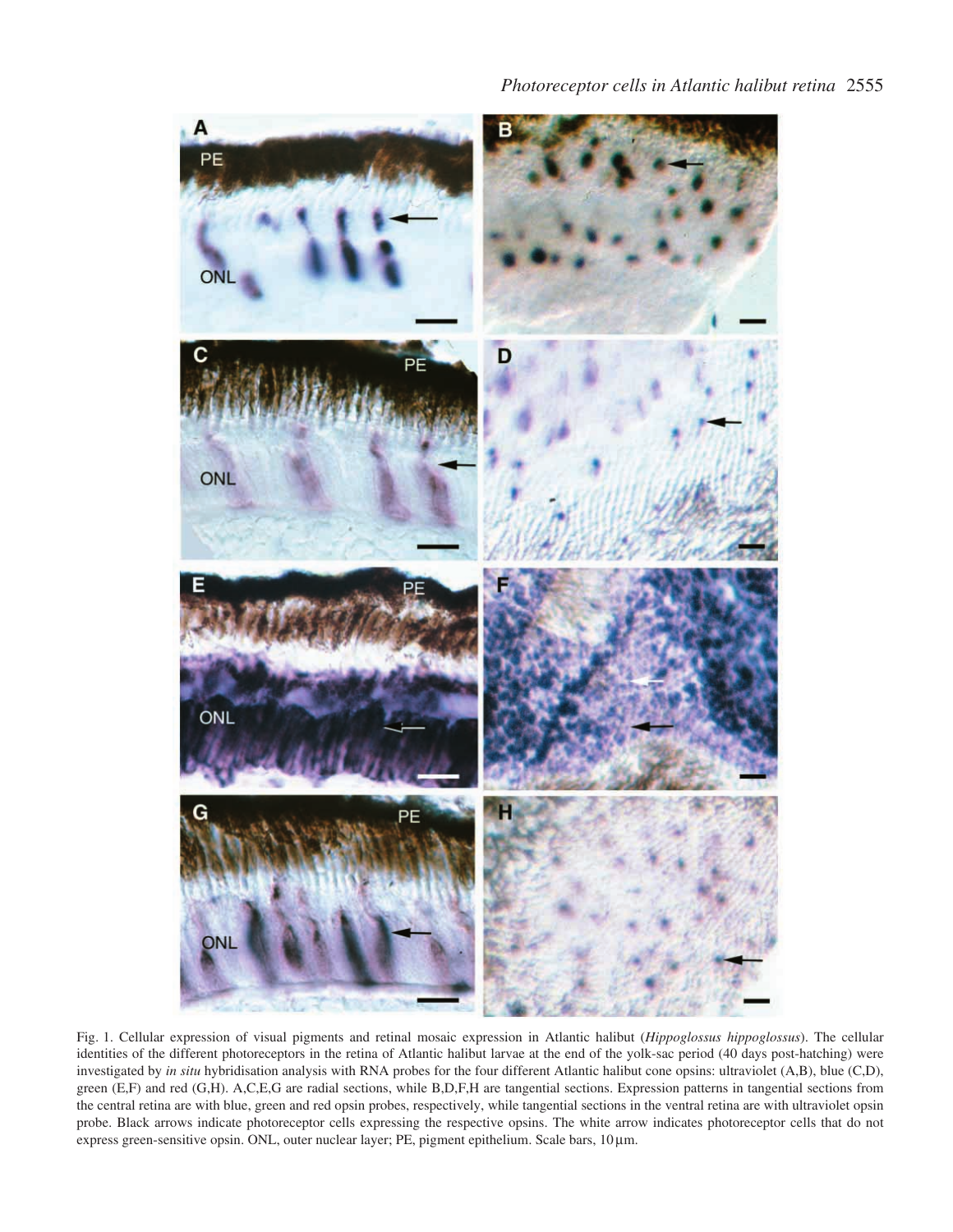Fig. 1. Cellular expression of visual pigments and retinal mosaic expression in Atlantic halibut (*Hippoglossus hippoglossus*). The cellular identities of the different photoreceptors in the retina of Atlantic halibut larvae at the end of the yolk-sac period (40 days post-hatching) were investigated by *in situ* hybridisation analysis with RNA probes for the four different Atlantic halibut cone opsins: ultraviolet (A,B), blue (C,D), green (E,F) and red (G,H). A,C,E,G are radial sections, while B,D,F,H are tangential sections. Expression patterns in tangential sections from the central retina are with blue, green and red opsin probes, respectively, while tangential sections in the ventral retina are with ultraviolet opsin probe. Black arrows indicate photoreceptor cells expressing the respective opsins. The white arrow indicates photoreceptor cells that do not express green-sensitive opsin. ONL, outer nuclear layer; PE, pigment epithelium. Scale bars, 10 μm.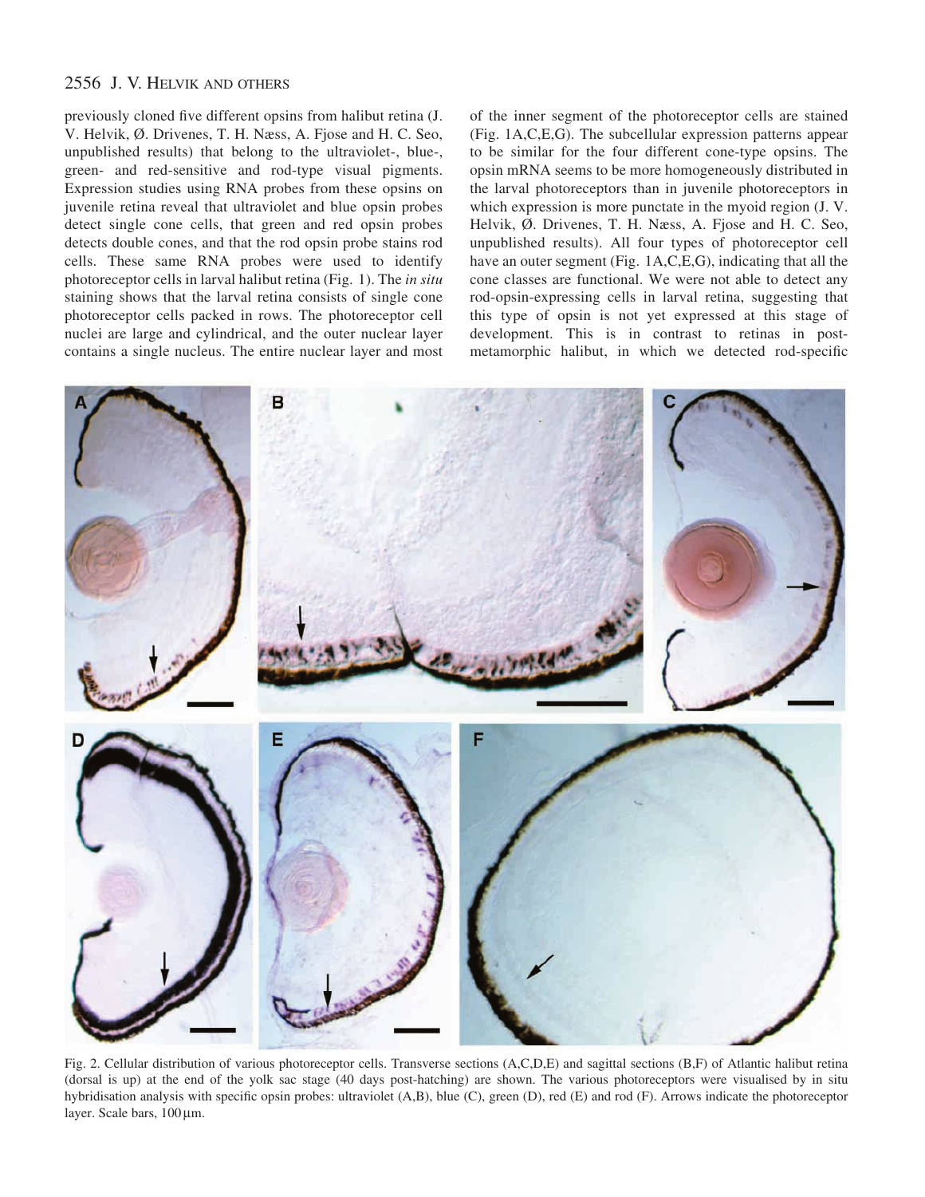previously cloned five different opsins from halibut retina (J. V. Helvik, Ø. Drivenes, T. H. Næss, A. Fjose and H. C. Seo, unpublished results) that belong to the ultraviolet-, blue-, green- and red-sensitive and rod-type visual pigments. Expression studies using RNA probes from these opsins on juvenile retina reveal that ultraviolet and blue opsin probes detect single cone cells, that green and red opsin probes detects double cones, and that the rod opsin probe stains rod cells. These same RNA probes were used to identify photoreceptor cells in larval halibut retina (Fig. 1). The *in situ* staining shows that the larval retina consists of single cone photoreceptor cells packed in rows. The photoreceptor cell nuclei are large and cylindrical, and the outer nuclear layer contains a single nucleus. The entire nuclear layer and most of the inner segment of the photoreceptor cells are stained (Fig. 1A,C,E,G). The subcellular expression patterns appear to be similar for the four different cone-type opsins. The opsin mRNA seems to be more homogeneously distributed in the larval photoreceptors than in juvenile photoreceptors in which expression is more punctate in the myoid region (J. V. Helvik, Ø. Drivenes, T. H. Næss, A. Fjose and H. C. Seo, unpublished results). All four types of photoreceptor cell have an outer segment (Fig. 1A,C,E,G), indicating that all the cone classes are functional. We were not able to detect any rod-opsin-expressing cells in larval retina, suggesting that this type of opsin is not yet expressed at this stage of development. This is in contrast to retinas in post-metamorphic halibut, in which we detected rod-specific

Fig. 2. Cellular distribution of various photoreceptor cells. Transverse sections (A,C,D,E) and sagittal sections (B,F) of Atlantic halibut retina (dorsal is up) at the end of the yolk sac stage (40 days post-hatching) are shown. The various photoreceptors were visualised by in situ hybridisation analysis with specific opsin probes: ultraviolet (A,B), blue (C), green (D), red (E) and rod (F). Arrows indicate the photoreceptor layer. Scale bars, 100 µm.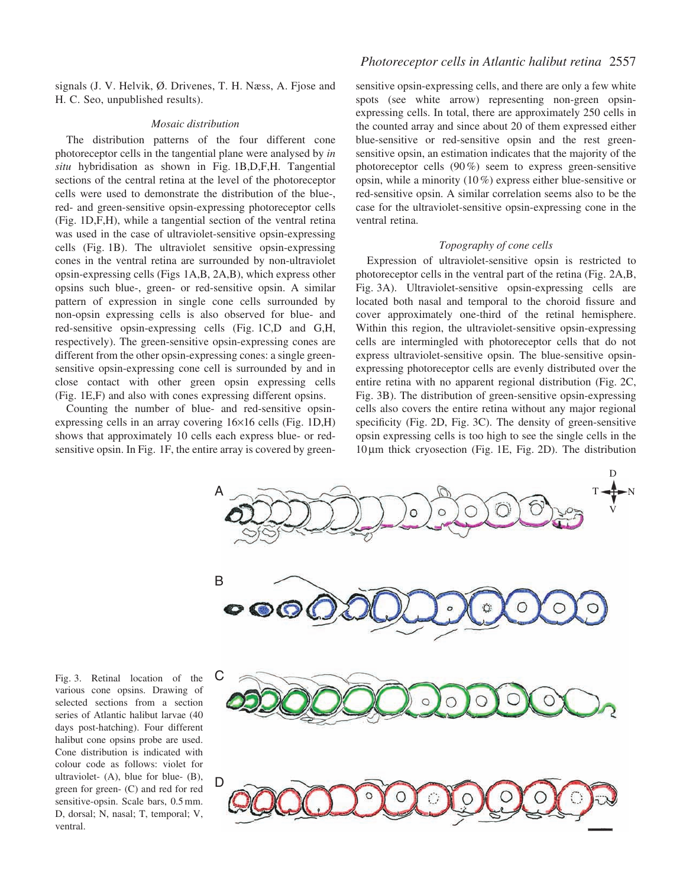signals (J. V. Helvik, Ø. Drivenes, T. H. Næss, A. Fjose and H. C. Seo, unpublished results).

### *Mosaic distribution*

The distribution patterns of the four different cone photoreceptor cells in the tangential plane were analysed by *in situ* hybridisation as shown in Fig. 1B,D,F,H. Tangential sections of the central retina at the level of the photoreceptor cells were used to demonstrate the distribution of the blue-, red- and green-sensitive opsin-expressing photoreceptor cells (Fig. 1D,F,H), while a tangential section of the ventral retina was used in the case of ultraviolet-sensitive opsin-expressing cells (Fig. 1B). The ultraviolet sensitive opsin-expressing cones in the ventral retina are surrounded by non-ultraviolet opsin-expressing cells (Figs 1A,B, 2A,B), which express other opsins such blue-, green- or red-sensitive opsin. A similar pattern of expression in single cone cells surrounded by non-opsin expressing cells is also observed for blue- and red-sensitive opsin-expressing cells (Fig. 1C,D and G,H, respectively). The green-sensitive opsin-expressing cones are different from the other opsin-expressing cones: a single green-sensitive opsin-expressing cone cell is surrounded by and in close contact with other green opsin expressing cells (Fig. 1E,F) and also with cones expressing different opsins.

Counting the number of blue- and red-sensitive opsin-expressing cells in an array covering 16×16 cells (Fig. 1D,H) shows that approximately 10 cells each express blue- or red-sensitive opsin. In Fig. 1F, the entire array is covered by green-sensitive opsin-expressing cells, and there are only a few white spots (see white arrow) representing non-green opsin-expressing cells. In total, there are approximately 250 cells in the counted array and since about 20 of them expressed either blue-sensitive or red-sensitive opsin and the rest green-sensitive opsin, an estimation indicates that the majority of the photoreceptor cells (90 %) seem to express green-sensitive opsin, while a minority (10 %) express either blue-sensitive or red-sensitive opsin. A similar correlation seems also to be the case for the ultraviolet-sensitive opsin-expressing cone in the ventral retina.

### *Topography of cone cells*

Expression of ultraviolet-sensitive opsin is restricted to photoreceptor cells in the ventral part of the retina (Fig. 2A,B, Fig. 3A). Ultraviolet-sensitive opsin-expressing cells are located both nasal and temporal to the choroid fissure and cover approximately one-third of the retinal hemisphere. Within this region, the ultraviolet-sensitive opsin-expressing cells are intermingled with photoreceptor cells that do not express ultraviolet-sensitive opsin. The blue-sensitive opsin-expressing photoreceptor cells are evenly distributed over the entire retina with no apparent regional distribution (Fig. 2C, Fig. 3B). The distribution of green-sensitive opsin-expressing cells also covers the entire retina without any major regional specificity (Fig. 2D, Fig. 3C). The density of green-sensitive opsin expressing cells is too high to see the single cells in the 10 µm thick cryosection (Fig. 1E, Fig. 2D). The distribution

Fig. 3. Retinal location of the various cone opsins. Drawing of selected sections from a section series of Atlantic halibut larvae (40 days post-hatching). Four different halibut cone opsins probe are used. Cone distribution is indicated with colour code as follows: violet for ultraviolet- (A), blue for blue- (B), green for green- (C) and red for red sensitive-opsin. Scale bars, 0.5 mm. D, dorsal; N, nasal; T, temporal; V, ventral.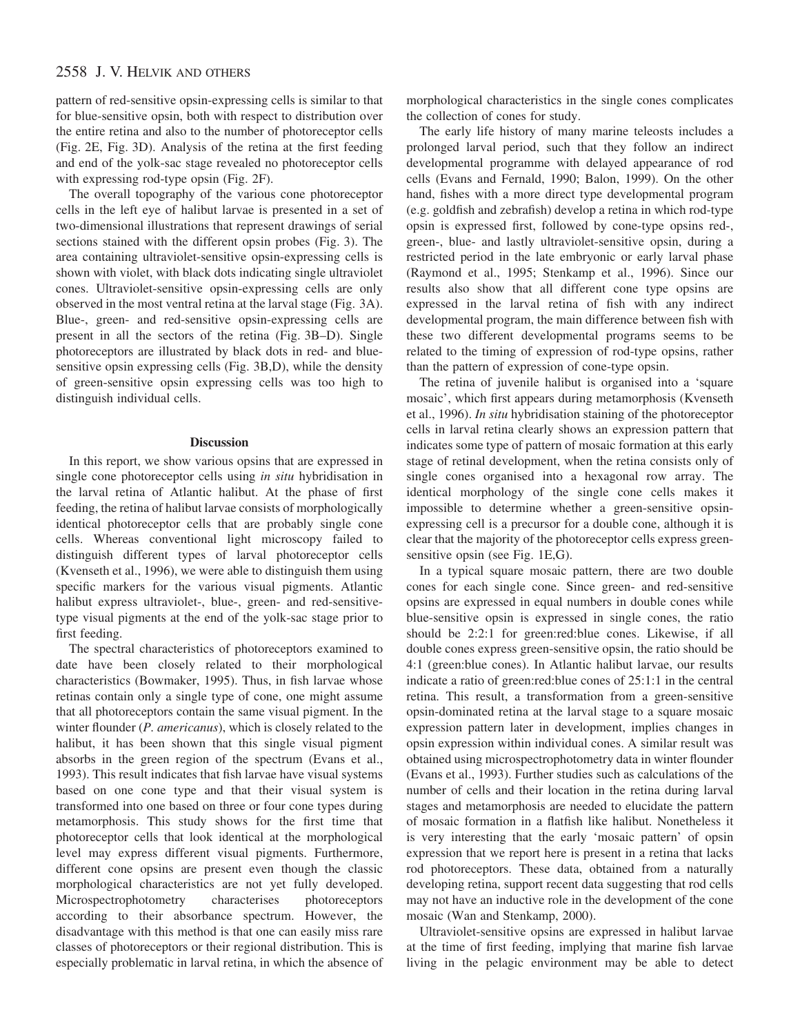pattern of red-sensitive opsin-expressing cells is similar to that for blue-sensitive opsin, both with respect to distribution over the entire retina and also to the number of photoreceptor cells (Fig. 2E, Fig. 3D). Analysis of the retina at the first feeding and end of the yolk-sac stage revealed no photoreceptor cells with expressing rod-type opsin (Fig. 2F).

The overall topography of the various cone photoreceptor cells in the left eye of halibut larvae is presented in a set of two-dimensional illustrations that represent drawings of serial sections stained with the different opsin probes (Fig. 3). The area containing ultraviolet-sensitive opsin-expressing cells is shown with violet, with black dots indicating single ultraviolet cones. Ultraviolet-sensitive opsin-expressing cells are only observed in the most ventral retina at the larval stage (Fig. 3A). Blue-, green- and red-sensitive opsin-expressing cells are present in all the sectors of the retina (Fig. 3B–D). Single photoreceptors are illustrated by black dots in red- and blue-sensitive opsin expressing cells (Fig. 3B,D), while the density of green-sensitive opsin expressing cells was too high to distinguish individual cells.

## Discussion

In this report, we show various opsins that are expressed in single cone photoreceptor cells using *in situ* hybridisation in the larval retina of Atlantic halibut. At the phase of first feeding, the retina of halibut larvae consists of morphologically identical photoreceptor cells that are probably single cone cells. Whereas conventional light microscopy failed to distinguish different types of larval photoreceptor cells (Kvenseth et al., 1996), we were able to distinguish them using specific markers for the various visual pigments. Atlantic halibut express ultraviolet-, blue-, green- and red-sensitive-type visual pigments at the end of the yolk-sac stage prior to first feeding.

The spectral characteristics of photoreceptors examined to date have been closely related to their morphological characteristics (Bowmaker, 1995). Thus, in fish larvae whose retinas contain only a single type of cone, one might assume that all photoreceptors contain the same visual pigment. In the winter flounder (*P. americanus*), which is closely related to the halibut, it has been shown that this single visual pigment absorbs in the green region of the spectrum (Evans et al., 1993). This result indicates that fish larvae have visual systems based on one cone type and that their visual system is transformed into one based on three or four cone types during metamorphosis. This study shows for the first time that photoreceptor cells that look identical at the morphological level may express different visual pigments. Furthermore, different cone opsins are present even though the classic morphological characteristics are not yet fully developed. Microspectrophotometry characterises photoreceptors according to their absorbance spectrum. However, the disadvantage with this method is that one can easily miss rare classes of photoreceptors or their regional distribution. This is especially problematic in larval retina, in which the absence of morphological characteristics in the single cones complicates the collection of cones for study.

The early life history of many marine teleosts includes a prolonged larval period, such that they follow an indirect developmental programme with delayed appearance of rod cells (Evans and Fernald, 1990; Balon, 1999). On the other hand, fishes with a more direct type developmental program (e.g. goldfish and zebrafish) develop a retina in which rod-type opsin is expressed first, followed by cone-type opsins red-, green-, blue- and lastly ultraviolet-sensitive opsin, during a restricted period in the late embryonic or early larval phase (Raymond et al., 1995; Stenkamp et al., 1996). Since our results also show that all different cone type opsins are expressed in the larval retina of fish with any indirect developmental program, the main difference between fish with these two different developmental programs seems to be related to the timing of expression of rod-type opsins, rather than the pattern of expression of cone-type opsin.

The retina of juvenile halibut is organised into a 'square mosaic', which first appears during metamorphosis (Kvenseth et al., 1996). *In situ* hybridisation staining of the photoreceptor cells in larval retina clearly shows an expression pattern that indicates some type of pattern of mosaic formation at this early stage of retinal development, when the retina consists only of single cones organised into a hexagonal row array. The identical morphology of the single cone cells makes it impossible to determine whether a green-sensitive opsin-expressing cell is a precursor for a double cone, although it is clear that the majority of the photoreceptor cells express green-sensitive opsin (see Fig. 1E,G).

In a typical square mosaic pattern, there are two double cones for each single cone. Since green- and red-sensitive opsins are expressed in equal numbers in double cones while blue-sensitive opsin is expressed in single cones, the ratio should be 2:2:1 for green:red:blue cones. Likewise, if all double cones express green-sensitive opsin, the ratio should be 4:1 (green:blue cones). In Atlantic halibut larvae, our results indicate a ratio of green:red:blue cones of 25:1:1 in the central retina. This result, a transformation from a green-sensitive opsin-dominated retina at the larval stage to a square mosaic expression pattern later in development, implies changes in opsin expression within individual cones. A similar result was obtained using microspectrophotometry data in winter flounder (Evans et al., 1993). Further studies such as calculations of the number of cells and their location in the retina during larval stages and metamorphosis are needed to elucidate the pattern of mosaic formation in a flatfish like halibut. Nonetheless it is very interesting that the early 'mosaic pattern' of opsin expression that we report here is present in a retina that lacks rod photoreceptors. These data, obtained from a naturally developing retina, support recent data suggesting that rod cells may not have an inductive role in the development of the cone mosaic (Wan and Stenkamp, 2000).

Ultraviolet-sensitive opsins are expressed in halibut larvae at the time of first feeding, implying that marine fish larvae living in the pelagic environment may be able to detect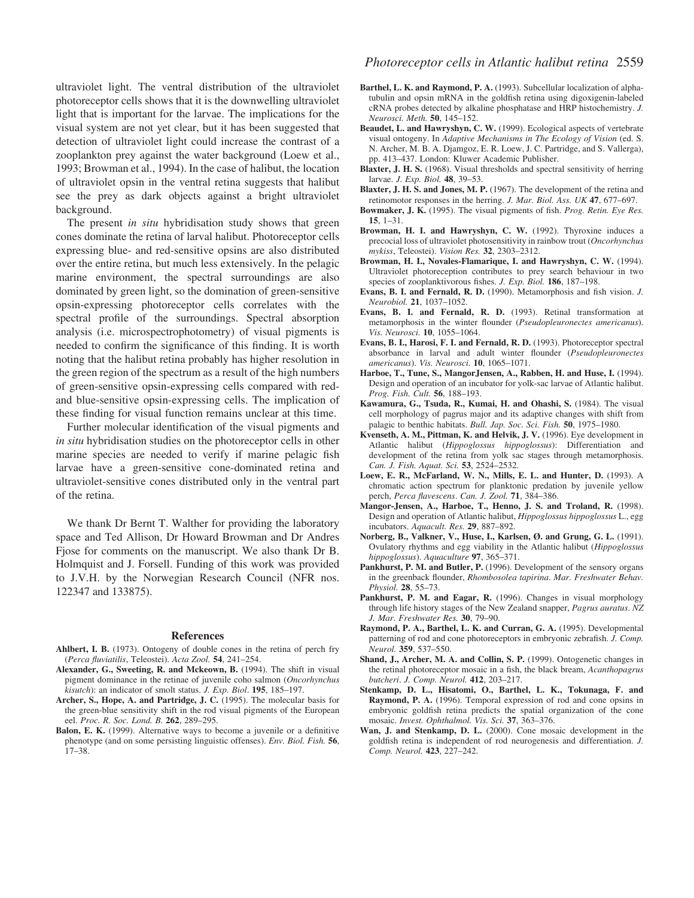ultraviolet light. The ventral distribution of the ultraviolet photoreceptor cells shows that it is the downwelling ultraviolet light that is important for the larvae. The implications for the visual system are not yet clear, but it has been suggested that detection of ultraviolet light could increase the contrast of a zooplankton prey against the water background (Loew et al., 1993; Browman et al., 1994). In the case of halibut, the location of ultraviolet opsin in the ventral retina suggests that halibut see the prey as dark objects against a bright ultraviolet background.

The present *in situ* hybridisation study shows that green cones dominate the retina of larval halibut. Photoreceptor cells expressing blue- and red-sensitive opsins are also distributed over the entire retina, but much less extensively. In the pelagic marine environment, the spectral surroundings are also dominated by green light, so the domination of green-sensitive opsin-expressing photoreceptor cells correlates with the spectral profile of the surroundings. Spectral absorption analysis (i.e. microspectrophotometry) of visual pigments is needed to confirm the significance of this finding. It is worth noting that the halibut retina probably has higher resolution in the green region of the spectrum as a result of the high numbers of green-sensitive opsin-expressing cells compared with red- and blue-sensitive opsin-expressing cells. The implication of these finding for visual function remains unclear at this time.

Further molecular identification of the visual pigments and *in situ* hybridisation studies on the photoreceptor cells in other marine species are needed to verify if marine pelagic fish larvae have a green-sensitive cone-dominated retina and ultraviolet-sensitive cones distributed only in the ventral part of the retina.

We thank Dr Bernt T. Walther for providing the laboratory space and Ted Allison, Dr Howard Browman and Dr Andres Fjose for comments on the manuscript. We also thank Dr B. Holmquist and J. Forsell. Funding of this work was provided to J.V.H. by the Norwegian Research Council (NFR nos. 122347 and 133875).

## References

**Ahlbert, I. B.** (1973). Ontogeny of double cones in the retina of perch fry (*Perca fluviatilis*, Teleostei). *Acta Zool.* **54**, 241–254.

**Alexander, G., Sweeting, R. and Mckeown, B.** (1994). The shift in visual pigment dominance in the retinae of juvenile coho salmon (*Oncorhynchus kisutch*): an indicator of smolt status. *J. Exp. Biol*. **195**, 185–197.

**Archer, S., Hope, A. and Partridge, J. C.** (1995). The molecular basis for the green-blue sensitivity shift in the rod visual pigments of the European eel. *Proc. R. Soc. Lond. B.* **262**, 289–295.

**Balon, E. K.** (1999). Alternative ways to become a juvenile or a definitive phenotype (and on some persisting linguistic offenses). *Env. Biol. Fish.* **56**, 17–38.

**Barthel, L. K. and Raymond, P. A.** (1993). Subcellular localization of alpha-tubulin and opsin mRNA in the goldfish retina using digoxigenin-labeled cRNA probes detected by alkaline phosphatase and HRP histochemistry. *J. Neurosci. Meth.* **50**, 145–152.

**Beaudet, L. and Hawryshyn, C. W.** (1999). Ecological aspects of vertebrate visual ontogeny. In *Adaptive Mechanisms in The Ecology of Vision* (ed. S. N. Archer, M. B. A. Djamgoz, E. R. Loew, J. C. Partridge, and S. Vallerga), pp. 413–437. London: Kluwer Academic Publisher.

**Blaxter, J. H. S.** (1968). Visual thresholds and spectral sensitivity of herring larvae. *J. Exp. Biol.* **48**, 39–53.

**Blaxter, J. H. S. and Jones, M. P.** (1967). The development of the retina and retinomotor responses in the herring. *J. Mar. Biol. Ass. UK* **47**, 677–697.

**Bowmaker, J. K.** (1995). The visual pigments of fish. *Prog. Retin. Eye Res.* **15**, 1–31.

**Browman, H. I. and Hawryshyn, C. W.** (1992). Thyroxine induces a precocial loss of ultraviolet photosensitivity in rainbow trout (*Oncorhynchus mykiss*, Teleostei). *Vision Res.* **32**, 2303–2312.

**Browman, H. I., Novales-Flamarique, I. and Hawryshyn, C. W.** (1994). Ultraviolet photoreception contributes to prey search behaviour in two species of zooplanktivorous fishes. *J. Exp. Biol.* **186**, 187–198.

**Evans, B. I. and Fernald, R. D.** (1990). Metamorphosis and fish vision. *J. Neurobiol.* **21**, 1037–1052.

**Evans, B. I. and Fernald, R. D.** (1993). Retinal transformation at metamorphosis in the winter flounder (*Pseudopleuronectes americanus*). *Vis. Neurosci.* **10**, 1055–1064.

**Evans, B. I., Harosi, F. I. and Fernald, R. D.** (1993). Photoreceptor spectral absorbance in larval and adult winter flounder (*Pseudopleuronectes americanus*). *Vis. Neurosci.* **10**, 1065–1071.

**Harboe, T., Tune, S., MangorJensen, A., Rabben, H. and Huse, I.** (1994). Design and operation of an incubator for yolk-sac larvae of Atlantic halibut. *Prog. Fish. Cult.* **56**, 188–193.

**Kawamura, G., Tsuda, R., Kumai, H. and Ohashi, S.** (1984). The visual cell morphology of pagrus major and its adaptive changes with shift from palagic to benthic habitats. *Bull. Jap. Soc. Sci. Fish.* **50**, 1975–1980.

**Kvenseth, A. M., Pittman, K. and Helvik, J. V.** (1996). Eye development in Atlantic halibut (*Hippoglossus hippoglossus*): Differentiation and development of the retina from yolk sac stages through metamorphosis. *Can. J. Fish. Aquat. Sci.* **53**, 2524–2532.

**Loew, E. R., McFarland, W. N., Mills, E. L. and Hunter, D.** (1993). A chromatic action spectrum for planktonic predation by juvenile yellow perch, *Perca flavescens*. *Can. J. Zool.* **71**, 384–386.

**Mangor-Jensen, A., Harboe, T., Henno, J. S. and Troland, R.** (1998). Design and operation of Atlantic halibut, *Hippoglossus hippoglossus* L., egg incubators. *Aquacult. Res.* **29**, 887–892.

**Norberg, B., Valkner, V., Huse, I., Karlsen, Ø. and Grung, G. L.** (1991). Ovulatory rhythms and egg viability in the Atlantic halibut (*Hippoglossus hippoglossus*). *Aquaculture* **97**, 365–371.

**Pankhurst, P. M. and Butler, P.** (1996). Development of the sensory organs in the greenback flounder, *Rhombosolea tapirina*. *Mar. Freshwater Behav. Physiol.* **28**, 55–73.

**Pankhurst, P. M. and Eagar, R.** (1996). Changes in visual morphology through life history stages of the New Zealand snapper, *Pagrus auratus*. *NZ J. Mar. Freshwater Res.* **30**, 79–90.

**Raymond, P. A., Barthel, L. K. and Curran, G. A.** (1995). Developmental patterning of rod and cone photoreceptors in embryonic zebrafish. *J. Comp. Neurol.* **359**, 537–550.

**Shand, J., Archer, M. A. and Collin, S. P.** (1999). Ontogenetic changes in the retinal photoreceptor mosaic in a fish, the black bream, *Acanthopagrus butcheri*. *J. Comp. Neurol.* **412**, 203–217.

**Stenkamp, D. L., Hisatomi, O., Barthel, L. K., Tokunaga, F. and Raymond, P. A.** (1996). Temporal expression of rod and cone opsins in embryonic goldfish retina predicts the spatial organization of the cone mosaic. *Invest. Ophthalmol. Vis. Sci.* **37**, 363–376.

**Wan, J. and Stenkamp, D. L.** (2000). Cone mosaic development in the goldfish retina is independent of rod neurogenesis and differentiation. *J. Comp. Neurol.* **423**, 227–242.